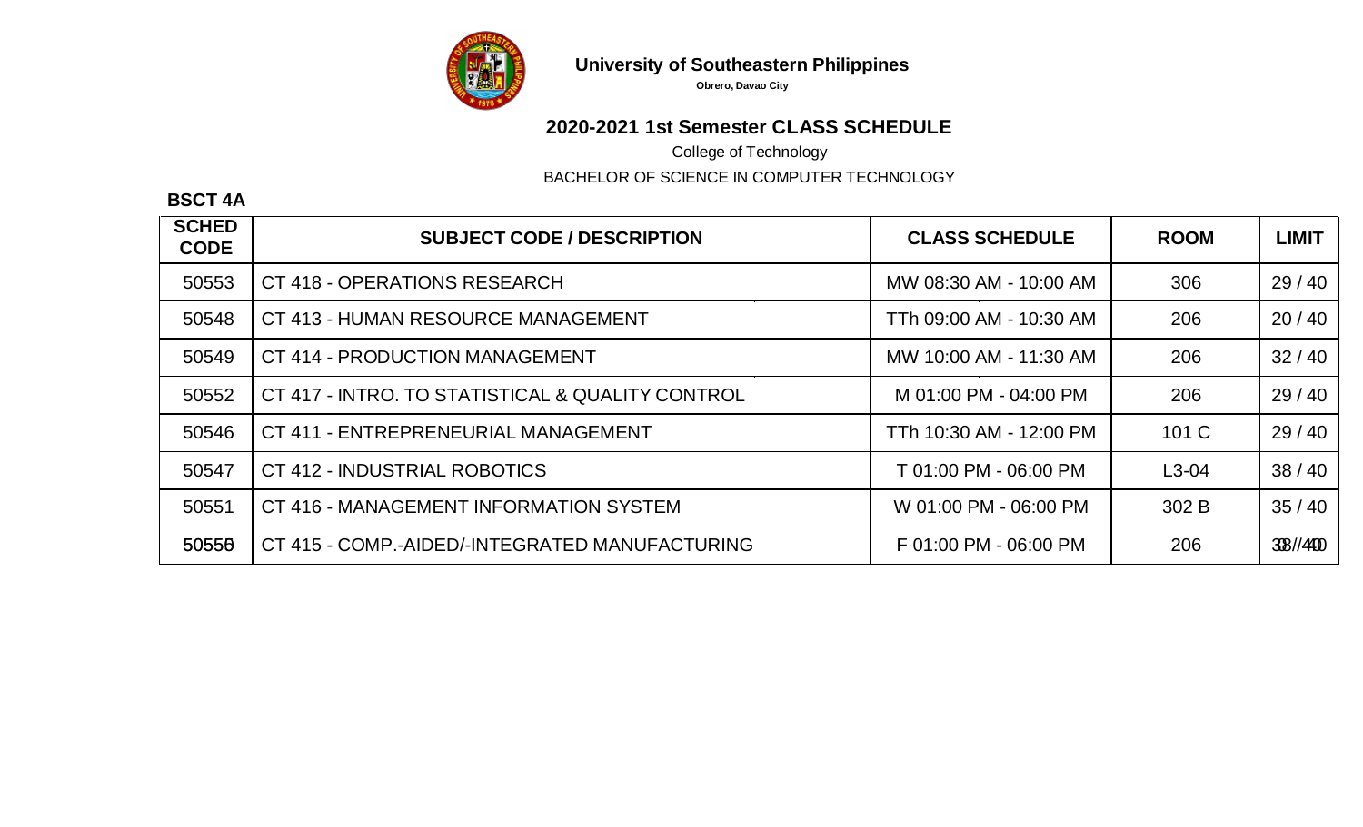**University of Southeastern Philippines**

**Obrero, Davao City**

## 2020-2021 1st Semester CLASS SCHEDULE

College of Technology

BACHELOR OF SCIENCE IN COMPUTER TECHNOLOGY

**BSCT 4A**

| SCHED CODE | SUBJECT CODE / DESCRIPTION | CLASS SCHEDULE | ROOM | LIMIT |
|---|---|---|---|---|
| 50553 | CT 418 - OPERATIONS RESEARCH | MW 08:30 AM - 10:00 AM | 306 | 29 / 40 |
| 50548 | CT 413 - HUMAN RESOURCE MANAGEMENT | TTh 09:00 AM - 10:30 AM | 206 | 20 / 40 |
| 50549 | CT 414 - PRODUCTION MANAGEMENT | MW 10:00 AM - 11:30 AM | 206 | 32 / 40 |
| 50552 | CT 417 - INTRO. TO STATISTICAL & QUALITY CONTROL | M 01:00 PM - 04:00 PM | 206 | 29 / 40 |
| 50546 | CT 411 - ENTREPRENEURIAL MANAGEMENT | TTh 10:30 AM - 12:00 PM | 101 C | 29 / 40 |
| 50547 | CT 412 - INDUSTRIAL ROBOTICS | T 01:00 PM - 06:00 PM | L3-04 | 38 / 40 |
| 50551 | CT 416 - MANAGEMENT INFORMATION SYSTEM | W 01:00 PM - 06:00 PM | 302 B | 35 / 40 |
| 50550 | CT 415 - COMP.-AIDED/-INTEGRATED MANUFACTURING | F 01:00 PM - 06:00 PM | 206 | 38 / 40 |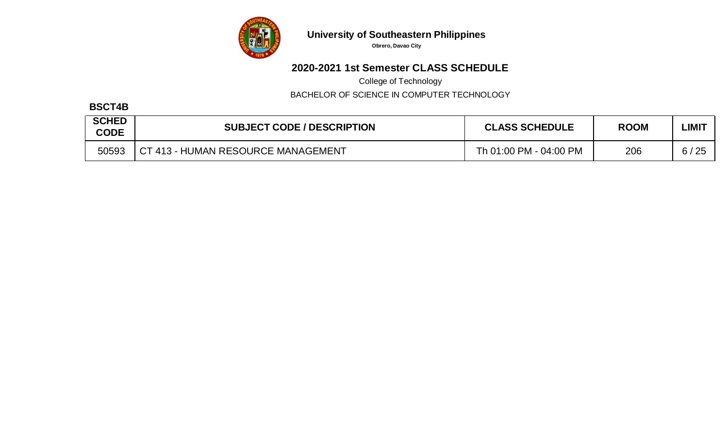**University of Southeastern Philippines**

**Obrero, Davao City**

## 2020-2021 1st Semester CLASS SCHEDULE

College of Technology

BACHELOR OF SCIENCE IN COMPUTER TECHNOLOGY

**BSCT4B**

| SCHED CODE | SUBJECT CODE / DESCRIPTION | CLASS SCHEDULE | ROOM | LIMIT |
|---|---|---|---|---|
| 50593 | CT 413 - HUMAN RESOURCE MANAGEMENT | Th 01:00 PM - 04:00 PM | 206 | 6 / 25 |